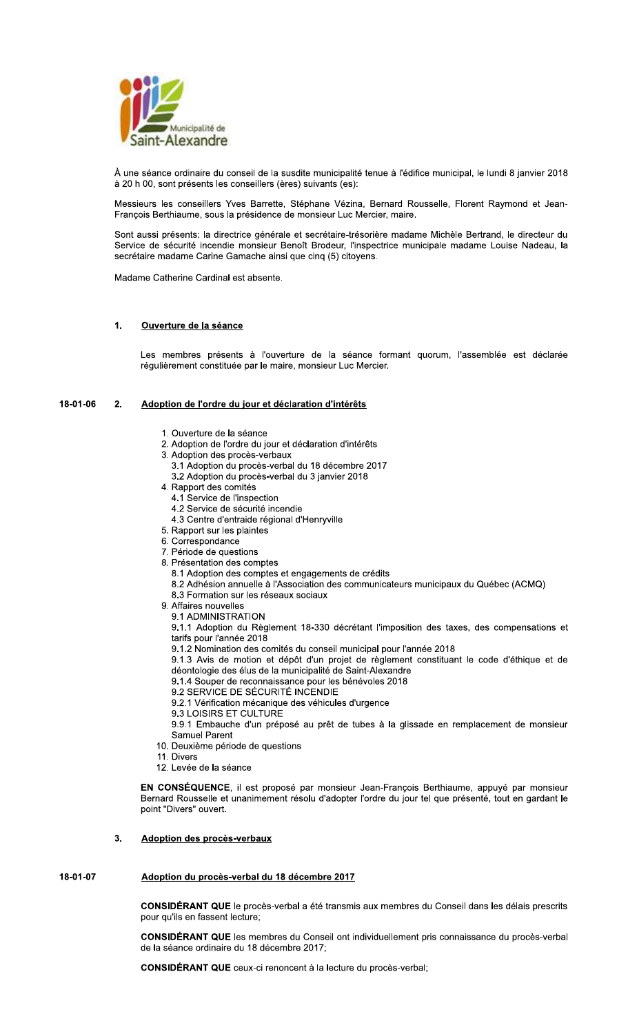À une séance ordinaire du conseil de la susdite municipalité tenue à l'édifice municipal, le lundi 8 janvier 2018 à 20 h 00, sont présents les conseillers (ères) suivants (es):

Messieurs les conseillers Yves Barrette, Stéphane Vézina, Bernard Rousselle, Florent Raymond et Jean-François Berthiaume, sous la présidence de monsieur Luc Mercier, maire.

Sont aussi présents: la directrice générale et secrétaire-trésorière madame Michèle Bertrand, le directeur du Service de sécurité incendie monsieur Benoît Brodeur, l'inspectrice municipale madame Louise Nadeau, la secrétaire madame Carine Gamache ainsi que cinq (5) citoyens.

Madame Catherine Cardinal est absente.

## 1. Ouverture de la séance

Les membres présents à l'ouverture de la séance formant quorum, l'assemblée est déclarée régulièrement constituée par le maire, monsieur Luc Mercier.

## 18-01-06 2. Adoption de l'ordre du jour et déclaration d'intérêts

1. Ouverture de la séance
2. Adoption de l'ordre du jour et déclaration d'intérêts
3. Adoption des procès-verbaux
   - 3.1 Adoption du procès-verbal du 18 décembre 2017
   - 3.2 Adoption du procès-verbal du 3 janvier 2018
4. Rapport des comités
   - 4.1 Service de l'inspection
   - 4.2 Service de sécurité incendie
   - 4.3 Centre d'entraide régional d'Henryville
5. Rapport sur les plaintes
6. Correspondance
7. Période de questions
8. Présentation des comptes
   - 8.1 Adoption des comptes et engagements de crédits
   - 8.2 Adhésion annuelle à l'Association des communicateurs municipaux du Québec (ACMQ)
   - 8.3 Formation sur les réseaux sociaux
9. Affaires nouvelles
   - 9.1 ADMINISTRATION
   - 9.1.1 Adoption du Règlement 18-330 décrétant l'imposition des taxes, des compensations et tarifs pour l'année 2018
   - 9.1.2 Nomination des comités du conseil municipal pour l'année 2018
   - 9.1.3 Avis de motion et dépôt d'un projet de règlement constituant le code d'éthique et de déontologie des élus de la municipalité de Saint-Alexandre
   - 9.1.4 Souper de reconnaissance pour les bénévoles 2018
   - 9.2 SERVICE DE SÉCURITÉ INCENDIE
   - 9.2.1 Vérification mécanique des véhicules d'urgence
   - 9.3 LOISIRS ET CULTURE
   - 9.9.1 Embauche d'un préposé au prêt de tubes à la glissade en remplacement de monsieur Samuel Parent
10. Deuxième période de questions
11. Divers
12. Levée de la séance

**EN CONSÉQUENCE**, il est proposé par monsieur Jean-François Berthiaume, appuyé par monsieur Bernard Rousselle et unanimement résolu d'adopter l'ordre du jour tel que présenté, tout en gardant le point "Divers" ouvert.

## 3. Adoption des procès-verbaux

### 18-01-07 Adoption du procès-verbal du 18 décembre 2017

**CONSIDÉRANT QUE** le procès-verbal a été transmis aux membres du Conseil dans les délais prescrits pour qu'ils en fassent lecture;

**CONSIDÉRANT QUE** les membres du Conseil ont individuellement pris connaissance du procès-verbal de la séance ordinaire du 18 décembre 2017;

**CONSIDÉRANT QUE** ceux-ci renoncent à la lecture du procès-verbal;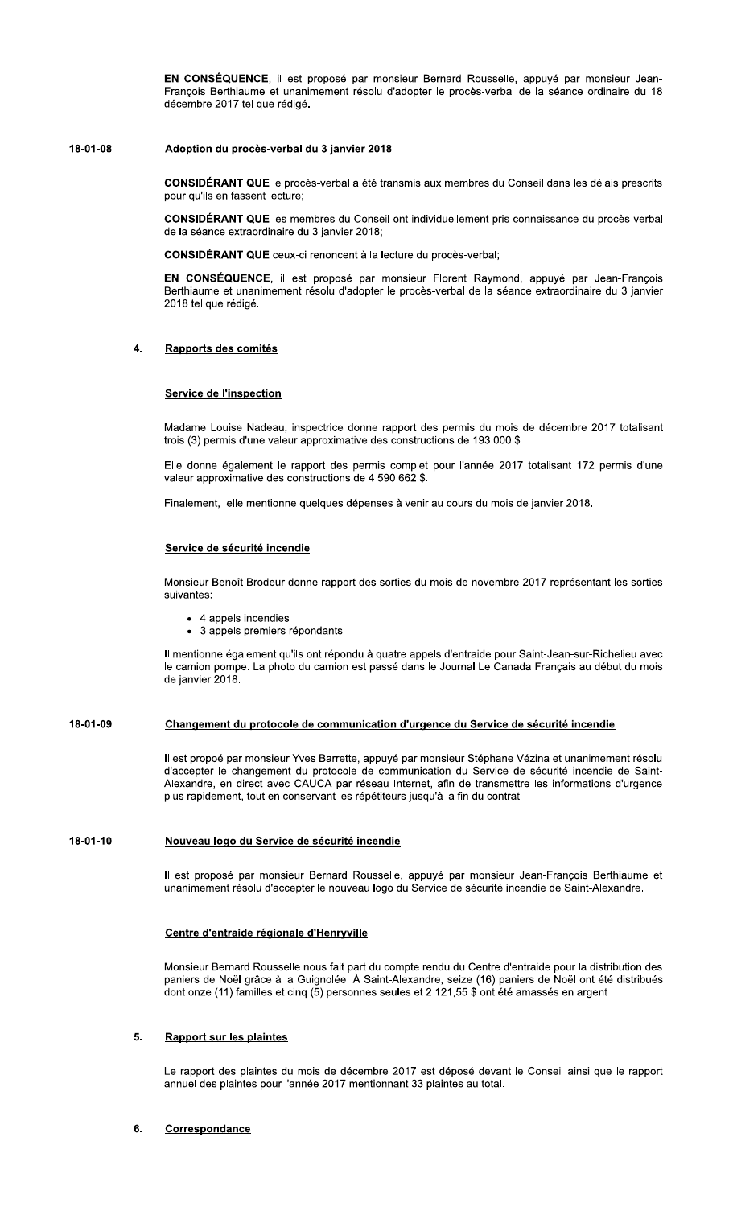**EN CONSÉQUENCE**, il est proposé par monsieur Bernard Rousselle, appuyé par monsieur Jean-François Berthiaume et unanimement résolu d'adopter le procès-verbal de la séance ordinaire du 18 décembre 2017 tel que rédigé.

**18-01-08** **Adoption du procès-verbal du 3 janvier 2018**

**CONSIDÉRANT QUE** le procès-verbal a été transmis aux membres du Conseil dans les délais prescrits pour qu'ils en fassent lecture;

**CONSIDÉRANT QUE** les membres du Conseil ont individuellement pris connaissance du procès-verbal de la séance extraordinaire du 3 janvier 2018;

**CONSIDÉRANT QUE** ceux-ci renoncent à la lecture du procès-verbal;

**EN CONSÉQUENCE**, il est proposé par monsieur Florent Raymond, appuyé par Jean-François Berthiaume et unanimement résolu d'adopter le procès-verbal de la séance extraordinaire du 3 janvier 2018 tel que rédigé.

## 4. Rapports des comités

### Service de l'inspection

Madame Louise Nadeau, inspectrice donne rapport des permis du mois de décembre 2017 totalisant trois (3) permis d'une valeur approximative des constructions de 193 000 $.

Elle donne également le rapport des permis complet pour l'année 2017 totalisant 172 permis d'une valeur approximative des constructions de 4 590 662 $.

Finalement, elle mentionne quelques dépenses à venir au cours du mois de janvier 2018.

### Service de sécurité incendie

Monsieur Benoît Brodeur donne rapport des sorties du mois de novembre 2017 représentant les sorties suivantes:

- 4 appels incendies
- 3 appels premiers répondants

Il mentionne également qu'ils ont répondu à quatre appels d'entraide pour Saint-Jean-sur-Richelieu avec le camion pompe. La photo du camion est passé dans le Journal Le Canada Français au début du mois de janvier 2018.

**18-01-09** **Changement du protocole de communication d'urgence du Service de sécurité incendie**

Il est propoé par monsieur Yves Barrette, appuyé par monsieur Stéphane Vézina et unanimement résolu d'accepter le changement du protocole de communication du Service de sécurité incendie de Saint-Alexandre, en direct avec CAUCA par réseau Internet, afin de transmettre les informations d'urgence plus rapidement, tout en conservant les répétiteurs jusqu'à la fin du contrat.

**18-01-10** **Nouveau logo du Service de sécurité incendie**

Il est proposé par monsieur Bernard Rousselle, appuyé par monsieur Jean-François Berthiaume et unanimement résolu d'accepter le nouveau logo du Service de sécurité incendie de Saint-Alexandre.

### Centre d'entraide régionale d'Henryville

Monsieur Bernard Rousselle nous fait part du compte rendu du Centre d'entraide pour la distribution des paniers de Noël grâce à la Guignolée. À Saint-Alexandre, seize (16) paniers de Noël ont été distribués dont onze (11) familles et cinq (5) personnes seules et 2 121,55 $ ont été amassés en argent.

## 5. Rapport sur les plaintes

Le rapport des plaintes du mois de décembre 2017 est déposé devant le Conseil ainsi que le rapport annuel des plaintes pour l'année 2017 mentionnant 33 plaintes au total.

## 6. Correspondance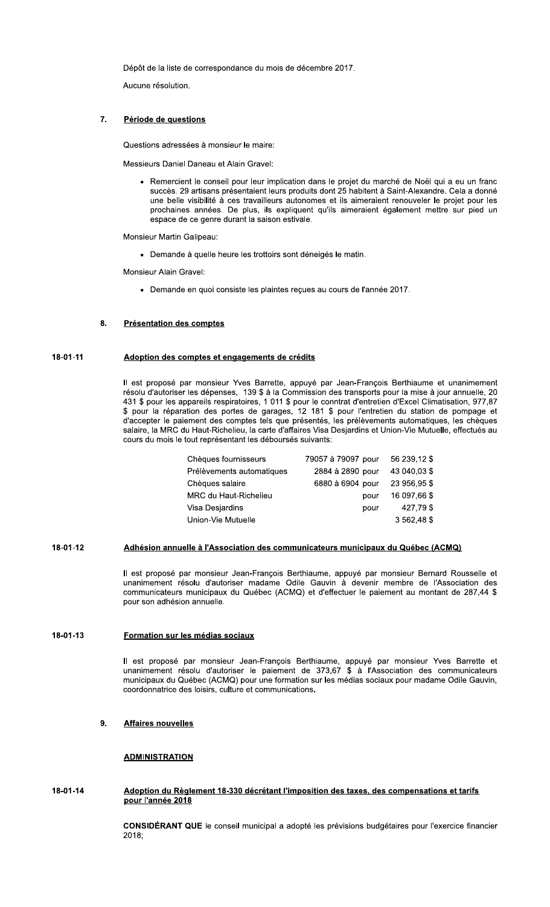Dépôt de la liste de correspondance du mois de décembre 2017.

Aucune résolution.

## 7. Période de questions

Questions adressées à monsieur le maire:

Messieurs Daniel Daneau et Alain Gravel:

- Remercient le conseil pour leur implication dans le projet du marché de Noël qui a eu un franc succès. 29 artisans présentaient leurs produits dont 25 habitent à Saint-Alexandre. Cela a donné une belle visibilité à ces travailleurs autonomes et ils aimeraient renouveler le projet pour les prochaines années. De plus, ils expliquent qu'ils aimeraient également mettre sur pied un espace de ce genre durant la saison estivale.

Monsieur Martin Galipeau:

- Demande à quelle heure les trottoirs sont déneigés le matin.

Monsieur Alain Gravel:

- Demande en quoi consiste les plaintes reçues au cours de l'année 2017.

## 8. Présentation des comptes

### 18-01-11 Adoption des comptes et engagements de crédits

Il est proposé par monsieur Yves Barrette, appuyé par Jean-François Berthiaume et unanimement résolu d'autoriser les dépenses, 139 $ à la Commission des transports pour la mise à jour annuelle, 20 431 $ pour les appareils respiratoires, 1 011 $ pour le conntrat d'entretien d'Excel Climatisation, 977,87 $ pour la réparation des portes de garages, 12 181 $ pour l'entretien du station de pompage et d'accepter le paiement des comptes tels que présentés, les prélèvements automatiques, les chèques salaire, la MRC du Haut-Richelieu, la carte d'affaires Visa Desjardins et Union-Vie Mutuelle, effectués au cours du mois le tout représentant les déboursés suivants:

| | | |
|---|---|---|
| Chèques fournisseurs | 79057 à 79097 pour | 56 239,12 $ |
| Prélèvements automatiques | 2884 à 2890 pour | 43 040,03 $ |
| Chèques salaire | 6880 à 6904 pour | 23 956,95 $ |
| MRC du Haut-Richelieu | pour | 16 097,66 $ |
| Visa Desjardins | pour | 427,79 $ |
| Union-Vie Mutuelle | | 3 562,48 $ |

### 18-01-12 Adhésion annuelle à l'Association des communicateurs municipaux du Québec (ACMQ)

Il est proposé par monsieur Jean-François Berthiaume, appuyé par monsieur Bernard Rousselle et unanimement résolu d'autoriser madame Odile Gauvin à devenir membre de l'Association des communicateurs municipaux du Québec (ACMQ) et d'effectuer le paiement au montant de 287,44 $ pour son adhésion annuelle.

### 18-01-13 Formation sur les médias sociaux

Il est proposé par monsieur Jean-François Berthiaume, appuyé par monsieur Yves Barrette et unanimement résolu d'autoriser le paiement de 373,67 $ à l'Association des communicateurs municipaux du Québec (ACMQ) pour une formation sur les médias sociaux pour madame Odile Gauvin, coordonnatrice des loisirs, culture et communications.

## 9. Affaires nouvelles

### ADMINISTRATION

### 18-01-14 Adoption du Règlement 18-330 décrétant l'imposition des taxes, des compensations et tarifs pour l'année 2018

**CONSIDÉRANT QUE** le conseil municipal a adopté les prévisions budgétaires pour l'exercice financier 2018;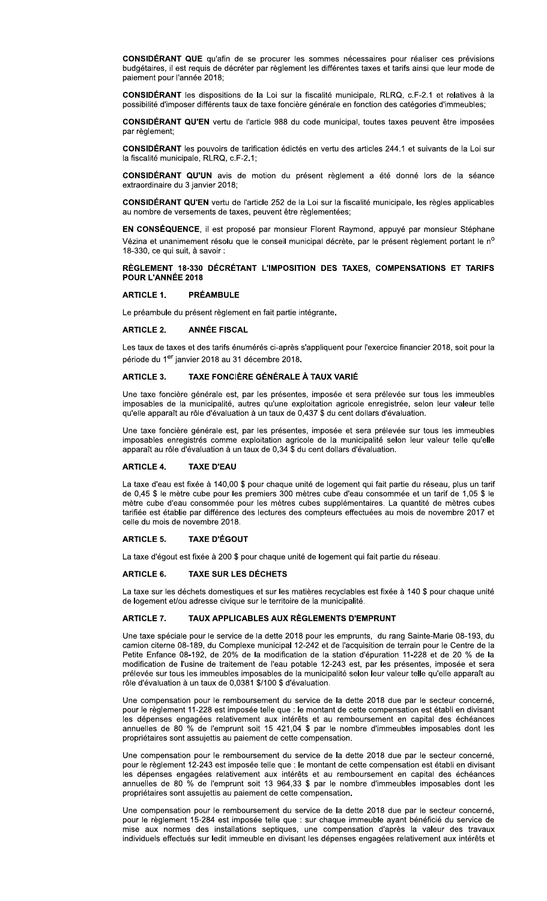**CONSIDÉRANT QUE** qu'afin de se procurer les sommes nécessaires pour réaliser ces prévisions budgétaires, il est requis de décréter par règlement les différentes taxes et tarifs ainsi que leur mode de paiement pour l'année 2018;

**CONSIDÉRANT** les dispositions de la Loi sur la fiscalité municipale, RLRQ, c.F-2.1 et relatives à la possibilité d'imposer différents taux de taxe foncière générale en fonction des catégories d'immeubles;

**CONSIDÉRANT QU'EN** vertu de l'article 988 du code municipal, toutes taxes peuvent être imposées par règlement;

**CONSIDÉRANT** les pouvoirs de tarification édictés en vertu des articles 244.1 et suivants de la Loi sur la fiscalité municipale, RLRQ, c.F-2.1;

**CONSIDÉRANT QU'UN** avis de motion du présent règlement a été donné lors de la séance extraordinaire du 3 janvier 2018;

**CONSIDÉRANT QU'EN** vertu de l'article 252 de la Loi sur la fiscalité municipale, les règles applicables au nombre de versements de taxes, peuvent être règlementées;

**EN CONSÉQUENCE**, il est proposé par monsieur Florent Raymond, appuyé par monsieur Stéphane Vézina et unanimement résolu que le conseil municipal décrète, par le présent règlement portant le n[o] 18-330, ce qui suit, à savoir :

**RÈGLEMENT 18-330 DÉCRÉTANT L'IMPOSITION DES TAXES, COMPENSATIONS ET TARIFS POUR L'ANNÉE 2018**

**ARTICLE 1. PRÉAMBULE**

Le préambule du présent règlement en fait partie intégrante.

**ARTICLE 2. ANNÉE FISCAL**

Les taux de taxes et des tarifs énumérés ci-après s'appliquent pour l'exercice financier 2018, soit pour la période du 1[er] janvier 2018 au 31 décembre 2018.

**ARTICLE 3. TAXE FONCIÈRE GÉNÉRALE À TAUX VARIÉ**

Une taxe foncière générale est, par les présentes, imposée et sera prélevée sur tous les immeubles imposables de la municipalité, autres qu'une exploitation agricole enregistrée, selon leur valeur telle qu'elle apparaît au rôle d'évaluation à un taux de 0,437 $ du cent dollars d'évaluation.

Une taxe foncière générale est, par les présentes, imposée et sera prélevée sur tous les immeubles imposables enregistrés comme exploitation agricole de la municipalité selon leur valeur telle qu'elle apparaît au rôle d'évaluation à un taux de 0,34 $ du cent dollars d'évaluation.

**ARTICLE 4. TAXE D'EAU**

La taxe d'eau est fixée à 140,00 $ pour chaque unité de logement qui fait partie du réseau, plus un tarif de 0,45 $ le mètre cube pour les premiers 300 mètres cube d'eau consommée et un tarif de 1,05 $ le mètre cube d'eau consommée pour les mètres cubes supplémentaires. La quantité de mètres cubes tarifiée est établie par différence des lectures des compteurs effectuées au mois de novembre 2017 et celle du mois de novembre 2018.

**ARTICLE 5. TAXE D'ÉGOUT**

La taxe d'égout est fixée à 200 $ pour chaque unité de logement qui fait partie du réseau.

**ARTICLE 6. TAXE SUR LES DÉCHETS**

La taxe sur les déchets domestiques et sur les matières recyclables est fixée à 140 $ pour chaque unité de logement et/ou adresse civique sur le territoire de la municipalité.

**ARTICLE 7. TAUX APPLICABLES AUX RÈGLEMENTS D'EMPRUNT**

Une taxe spéciale pour le service de la dette 2018 pour les emprunts, du rang Sainte-Marie 08-193, du camion citerne 08-189, du Complexe municipal 12-242 et de l'acquisition de terrain pour le Centre de la Petite Enfance 08-192, de 20% de la modification de la station d'épuration 11-228 et de 20 % de la modification de l'usine de traitement de l'eau potable 12-243 est, par les présentes, imposée et sera prélevée sur tous les immeubles imposables de la municipalité selon leur valeur telle qu'elle apparaît au rôle d'évaluation à un taux de 0,0381 $/100 $ d'évaluation.

Une compensation pour le remboursement du service de la dette 2018 due par le secteur concerné, pour le règlement 11-228 est imposée telle que : le montant de cette compensation est établi en divisant les dépenses engagées relativement aux intérêts et au remboursement en capital des échéances annuelles de 80 % de l'emprunt soit 15 421,04 $ par le nombre d'immeubles imposables dont les propriétaires sont assujettis au paiement de cette compensation.

Une compensation pour le remboursement du service de la dette 2018 due par le secteur concerné, pour le règlement 12-243 est imposée telle que : le montant de cette compensation est établi en divisant les dépenses engagées relativement aux intérêts et au remboursement en capital des échéances annuelles de 80 % de l'emprunt soit 13 964,33 $ par le nombre d'immeubles imposables dont les propriétaires sont assujettis au paiement de cette compensation.

Une compensation pour le remboursement du service de la dette 2018 due par le secteur concerné, pour le règlement 15-284 est imposée telle que : sur chaque immeuble ayant bénéficié du service de mise aux normes des installations septiques, une compensation d'après la valeur des travaux individuels effectués sur ledit immeuble en divisant les dépenses engagées relativement aux intérêts et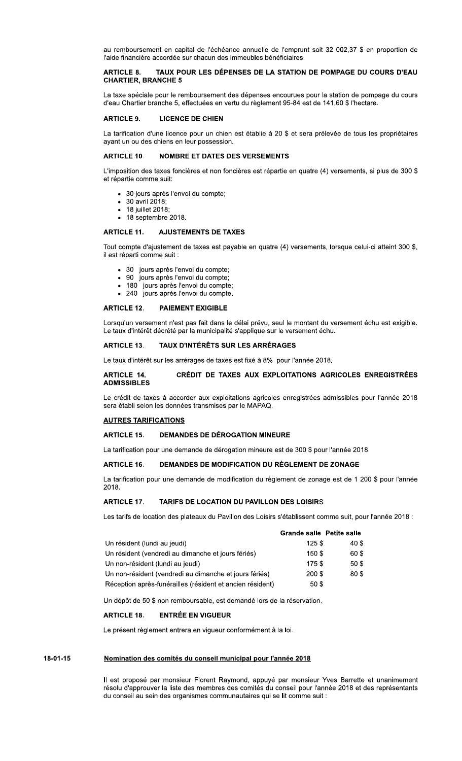au remboursement en capital de l'échéance annuelle de l'emprunt soit 32 002,37 $ en proportion de l'aide financière accordée sur chacun des immeubles bénéficiaires.

**ARTICLE 8. TAUX POUR LES DÉPENSES DE LA STATION DE POMPAGE DU COURS D'EAU CHARTIER, BRANCHE 5**

La taxe spéciale pour le remboursement des dépenses encourues pour la station de pompage du cours d'eau Chartier branche 5, effectuées en vertu du règlement 95-84 est de 141,60 $ l'hectare.

**ARTICLE 9. LICENCE DE CHIEN**

La tarification d'une licence pour un chien est établie à 20 $ et sera prélevée de tous les propriétaires ayant un ou des chiens en leur possession.

**ARTICLE 10. NOMBRE ET DATES DES VERSEMENTS**

L'imposition des taxes foncières et non foncières est répartie en quatre (4) versements, si plus de 300 $ et répartie comme suit:

- 30 jours après l'envoi du compte;
- 30 avril 2018;
- 18 juillet 2018;
- 18 septembre 2018.

**ARTICLE 11. AJUSTEMENTS DE TAXES**

Tout compte d'ajustement de taxes est payable en quatre (4) versements, lorsque celui-ci atteint 300 $, il est réparti comme suit :

- 30 jours après l'envoi du compte;
- 90 jours après l'envoi du compte;
- 180 jours après l'envoi du compte;
- 240 jours après l'envoi du compte.

**ARTICLE 12. PAIEMENT EXIGIBLE**

Lorsqu'un versement n'est pas fait dans le délai prévu, seul le montant du versement échu est exigible. Le taux d'intérêt décrété par la municipalité s'applique sur le versement échu.

**ARTICLE 13. TAUX D'INTÉRÊTS SUR LES ARRÉRAGES**

Le taux d'intérêt sur les arrérages de taxes est fixé à 8% pour l'année 2018.

**ARTICLE 14. CRÉDIT DE TAXES AUX EXPLOITATIONS AGRICOLES ENREGISTRÉES ADMISSIBLES**

Le crédit de taxes à accorder aux exploitations agricoles enregistrées admissibles pour l'année 2018 sera établi selon les données transmises par le MAPAQ.

**AUTRES TARIFICATIONS**

**ARTICLE 15. DEMANDES DE DÉROGATION MINEURE**

La tarification pour une demande de dérogation mineure est de 300 $ pour l'année 2018.

**ARTICLE 16. DEMANDES DE MODIFICATION DU RÈGLEMENT DE ZONAGE**

La tarification pour une demande de modification du règlement de zonage est de 1 200 $ pour l'année 2018.

**ARTICLE 17. TARIFS DE LOCATION DU PAVILLON DES LOISIRS**

Les tarifs de location des plateaux du Pavillon des Loisirs s'établissent comme suit, pour l'année 2018 :

| | Grande salle | Petite salle |
|---|---|---|
| Un résident (lundi au jeudi) | 125 $ | 40 $ |
| Un résident (vendredi au dimanche et jours fériés) | 150 $ | 60 $ |
| Un non-résident (lundi au jeudi) | 175 $ | 50 $ |
| Un non-résident (vendredi au dimanche et jours fériés) | 200 $ | 80 $ |
| Réception après-funérailles (résident et ancien résident) | 50 $ | |

Un dépôt de 50 $ non remboursable, est demandé lors de la réservation.

**ARTICLE 18. ENTRÉE EN VIGUEUR**

Le présent règlement entrera en vigueur conformément à la loi.

**18-01-15** **Nomination des comités du conseil municipal pour l'année 2018**

Il est proposé par monsieur Florent Raymond, appuyé par monsieur Yves Barrette et unanimement résolu d'approuver la liste des membres des comités du conseil pour l'année 2018 et des représentants du conseil au sein des organismes communautaires qui se lit comme suit :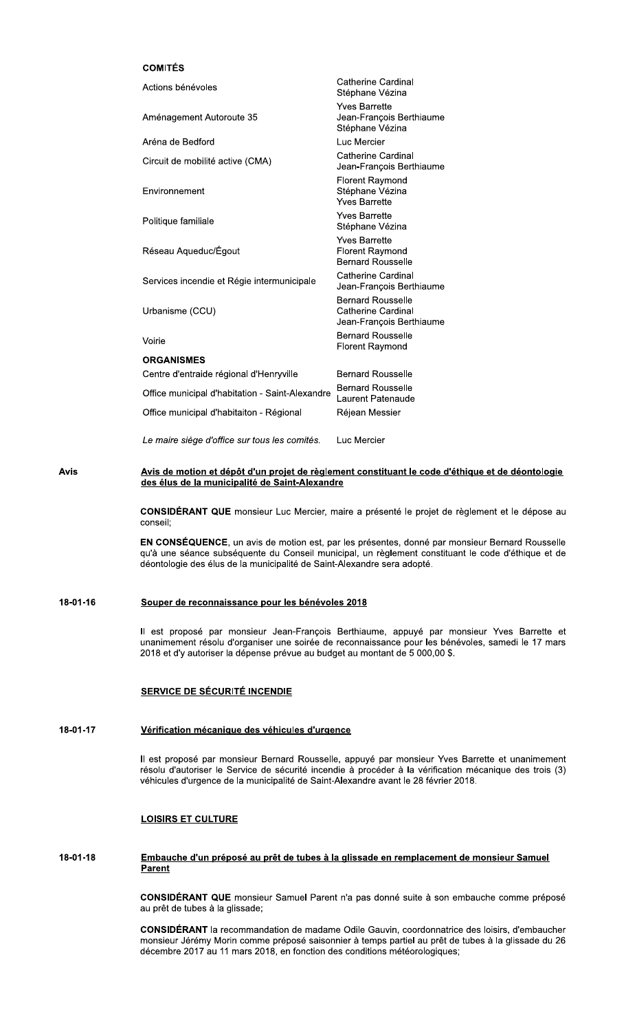**COMITÉS**

| Comité | Membres |
| --- | --- |
| Actions bénévoles | Catherine Cardinal<br>Stéphane Vézina |
| Aménagement Autoroute 35 | Yves Barrette<br>Jean-François Berthiaume<br>Stéphane Vézina |
| Aréna de Bedford | Luc Mercier |
| Circuit de mobilité active (CMA) | Catherine Cardinal<br>Jean-François Berthiaume |
| Environnement | Florent Raymond<br>Stéphane Vézina<br>Yves Barrette |
| Politique familiale | Yves Barrette<br>Stéphane Vézina |
| Réseau Aqueduc/Égout | Yves Barrette<br>Florent Raymond<br>Bernard Rousselle |
| Services incendie et Régie intermunicipale | Catherine Cardinal<br>Jean-François Berthiaume |
| Urbanisme (CCU) | Bernard Rousselle<br>Catherine Cardinal<br>Jean-François Berthiaume |
| Voirie | Bernard Rousselle<br>Florent Raymond |
| **ORGANISMES** | |
| Centre d'entraide régional d'Henryville | Bernard Rousselle |
| Office municipal d'habitation - Saint-Alexandre | Bernard Rousselle<br>Laurent Patenaude |
| Office municipal d'habitaiton - Régional | Réjean Messier |
| *Le maire siège d'office sur tous les comités.* | Luc Mercier |

Avis

## Avis de motion et dépôt d'un projet de règlement constituant le code d'éthique et de déontologie des élus de la municipalité de Saint-Alexandre

**CONSIDÉRANT QUE** monsieur Luc Mercier, maire a présenté le projet de règlement et le dépose au conseil;

**EN CONSÉQUENCE**, un avis de motion est, par les présentes, donné par monsieur Bernard Rousselle qu'à une séance subséquente du Conseil municipal, un règlement constituant le code d'éthique et de déontologie des élus de la municipalité de Saint-Alexandre sera adopté.

18-01-16

## Souper de reconnaissance pour les bénévoles 2018

Il est proposé par monsieur Jean-François Berthiaume, appuyé par monsieur Yves Barrette et unanimement résolu d'organiser une soirée de reconnaissance pour les bénévoles, samedi le 17 mars 2018 et d'y autoriser la dépense prévue au budget au montant de 5 000,00 $.

## SERVICE DE SÉCURITÉ INCENDIE

18-01-17

## Vérification mécanique des véhicules d'urgence

Il est proposé par monsieur Bernard Rousselle, appuyé par monsieur Yves Barrette et unanimement résolu d'autoriser le Service de sécurité incendie à procéder à la vérification mécanique des trois (3) véhicules d'urgence de la municipalité de Saint-Alexandre avant le 28 février 2018.

## LOISIRS ET CULTURE

18-01-18

## Embauche d'un préposé au prêt de tubes à la glissade en remplacement de monsieur Samuel Parent

**CONSIDÉRANT QUE** monsieur Samuel Parent n'a pas donné suite à son embauche comme préposé au prêt de tubes à la glissade;

**CONSIDÉRANT** la recommandation de madame Odile Gauvin, coordonnatrice des loisirs, d'embaucher monsieur Jérémy Morin comme préposé saisonnier à temps partiel au prêt de tubes à la glissade du 26 décembre 2017 au 11 mars 2018, en fonction des conditions météorologiques;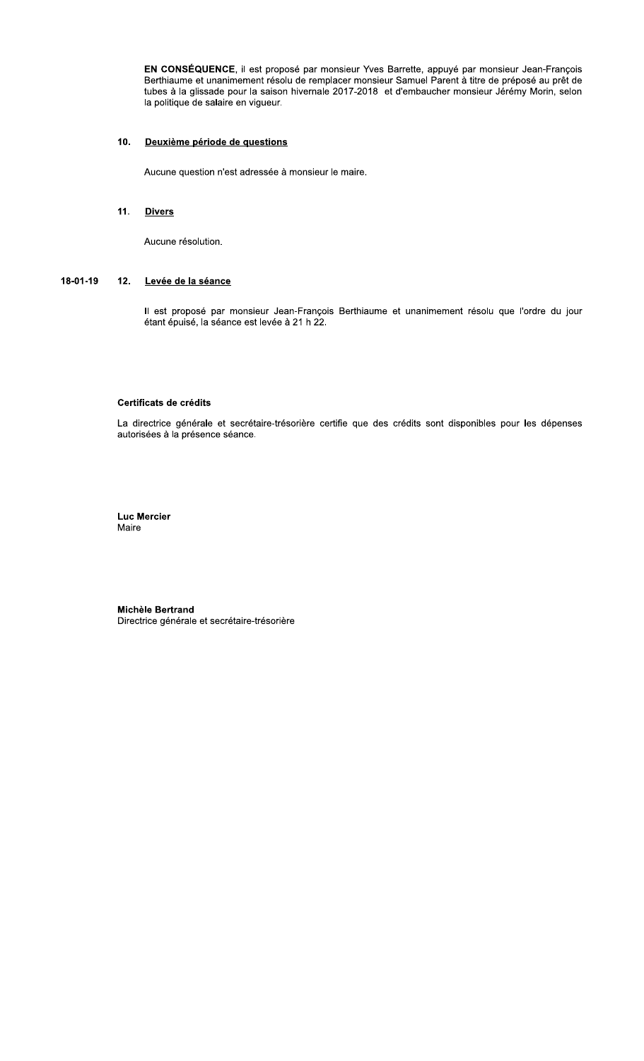**EN CONSÉQUENCE**, il est proposé par monsieur Yves Barrette, appuyé par monsieur Jean-François Berthiaume et unanimement résolu de remplacer monsieur Samuel Parent à titre de préposé au prêt de tubes à la glissade pour la saison hivernale 2017-2018 et d'embaucher monsieur Jérémy Morin, selon la politique de salaire en vigueur.

## 10. Deuxième période de questions

Aucune question n'est adressée à monsieur le maire.

## 11. Divers

Aucune résolution.

## 18-01-19 12. Levée de la séance

Il est proposé par monsieur Jean-François Berthiaume et unanimement résolu que l'ordre du jour étant épuisé, la séance est levée à 21 h 22.

**Certificats de crédits**

La directrice générale et secrétaire-trésorière certifie que des crédits sont disponibles pour les dépenses autorisées à la présence séance.

**Luc Mercier**
Maire

**Michèle Bertrand**
Directrice générale et secrétaire-trésorière